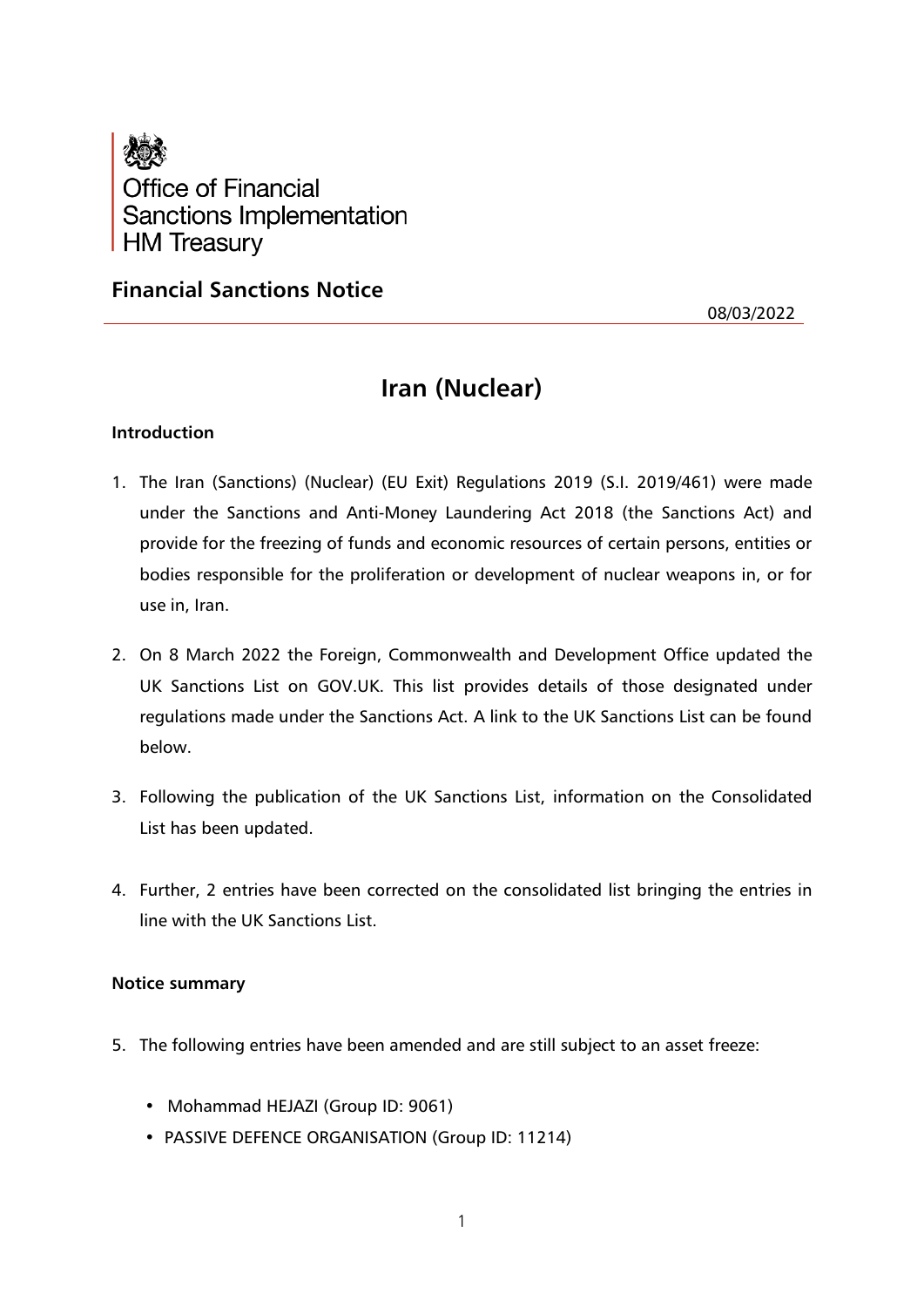Office of Financial
Sanctions Implementation
HM Treasury

## Financial Sanctions Notice

08/03/2022

# Iran (Nuclear)

### Introduction

1. The Iran (Sanctions) (Nuclear) (EU Exit) Regulations 2019 (S.I. 2019/461) were made under the Sanctions and Anti-Money Laundering Act 2018 (the Sanctions Act) and provide for the freezing of funds and economic resources of certain persons, entities or bodies responsible for the proliferation or development of nuclear weapons in, or for use in, Iran.

2. On 8 March 2022 the Foreign, Commonwealth and Development Office updated the UK Sanctions List on GOV.UK. This list provides details of those designated under regulations made under the Sanctions Act. A link to the UK Sanctions List can be found below.

3. Following the publication of the UK Sanctions List, information on the Consolidated List has been updated.

4. Further, 2 entries have been corrected on the consolidated list bringing the entries in line with the UK Sanctions List.

### Notice summary

5. The following entries have been amended and are still subject to an asset freeze:

   - Mohammad HEJAZI (Group ID: 9061)
   - PASSIVE DEFENCE ORGANISATION (Group ID: 11214)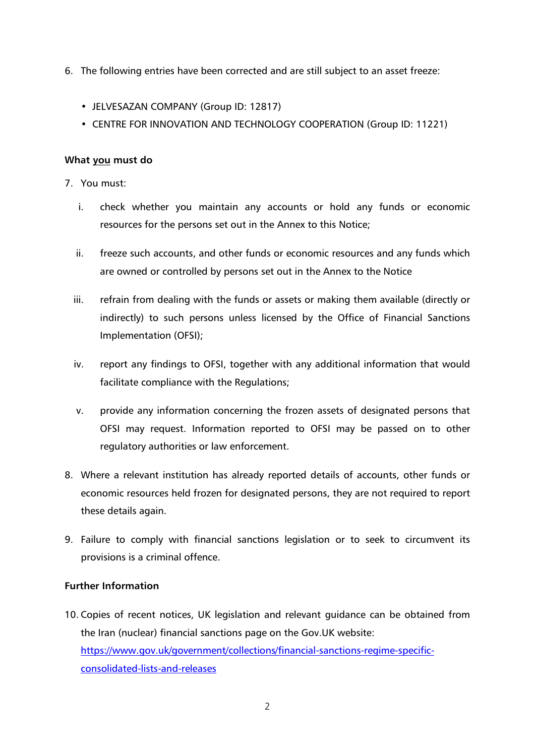6. The following entries have been corrected and are still subject to an asset freeze:

   - JELVESAZAN COMPANY (Group ID: 12817)
   - CENTRE FOR INNOVATION AND TECHNOLOGY COOPERATION (Group ID: 11221)

**What <u>you</u> must do**

7. You must:

   i. check whether you maintain any accounts or hold any funds or economic resources for the persons set out in the Annex to this Notice;

   ii. freeze such accounts, and other funds or economic resources and any funds which are owned or controlled by persons set out in the Annex to the Notice

   iii. refrain from dealing with the funds or assets or making them available (directly or indirectly) to such persons unless licensed by the Office of Financial Sanctions Implementation (OFSI);

   iv. report any findings to OFSI, together with any additional information that would facilitate compliance with the Regulations;

   v. provide any information concerning the frozen assets of designated persons that OFSI may request. Information reported to OFSI may be passed on to other regulatory authorities or law enforcement.

8. Where a relevant institution has already reported details of accounts, other funds or economic resources held frozen for designated persons, they are not required to report these details again.

9. Failure to comply with financial sanctions legislation or to seek to circumvent its provisions is a criminal offence.

**Further Information**

10. Copies of recent notices, UK legislation and relevant guidance can be obtained from the Iran (nuclear) financial sanctions page on the Gov.UK website: [https://www.gov.uk/government/collections/financial-sanctions-regime-specific-consolidated-lists-and-releases](https://www.gov.uk/government/collections/financial-sanctions-regime-specific-consolidated-lists-and-releases)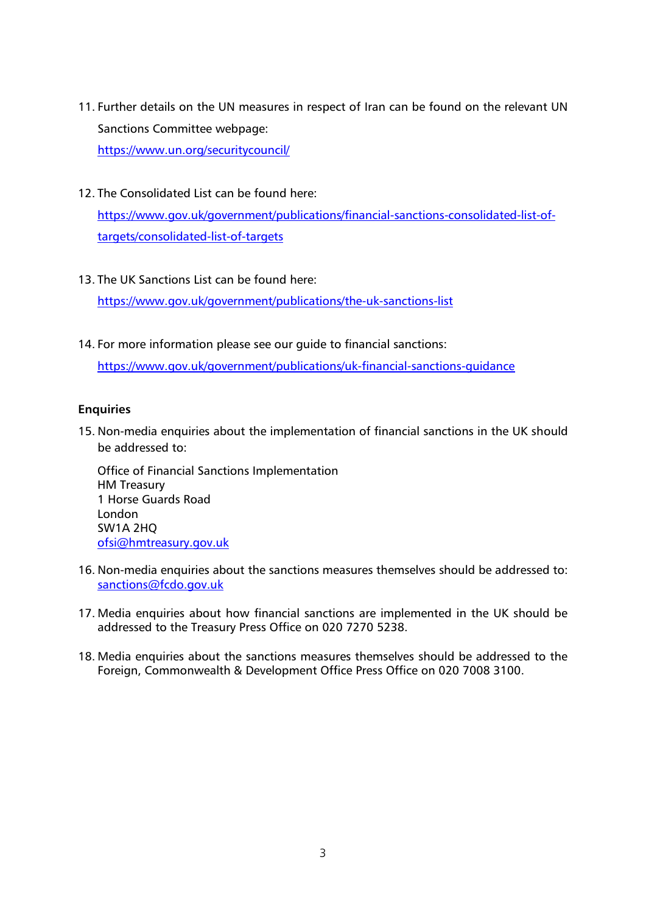11. Further details on the UN measures in respect of Iran can be found on the relevant UN Sanctions Committee webpage:
    [https://www.un.org/securitycouncil/](https://www.un.org/securitycouncil/)

12. The Consolidated List can be found here:
    [https://www.gov.uk/government/publications/financial-sanctions-consolidated-list-of-targets/consolidated-list-of-targets](https://www.gov.uk/government/publications/financial-sanctions-consolidated-list-of-targets/consolidated-list-of-targets)

13. The UK Sanctions List can be found here:
    [https://www.gov.uk/government/publications/the-uk-sanctions-list](https://www.gov.uk/government/publications/the-uk-sanctions-list)

14. For more information please see our guide to financial sanctions:
    [https://www.gov.uk/government/publications/uk-financial-sanctions-guidance](https://www.gov.uk/government/publications/uk-financial-sanctions-guidance)

**Enquiries**

15. Non-media enquiries about the implementation of financial sanctions in the UK should be addressed to:

    Office of Financial Sanctions Implementation
    HM Treasury
    1 Horse Guards Road
    London
    SW1A 2HQ
    [ofsi@hmtreasury.gov.uk](mailto:ofsi@hmtreasury.gov.uk)

16. Non-media enquiries about the sanctions measures themselves should be addressed to: [sanctions@fcdo.gov.uk](mailto:sanctions@fcdo.gov.uk)

17. Media enquiries about how financial sanctions are implemented in the UK should be addressed to the Treasury Press Office on 020 7270 5238.

18. Media enquiries about the sanctions measures themselves should be addressed to the Foreign, Commonwealth & Development Office Press Office on 020 7008 3100.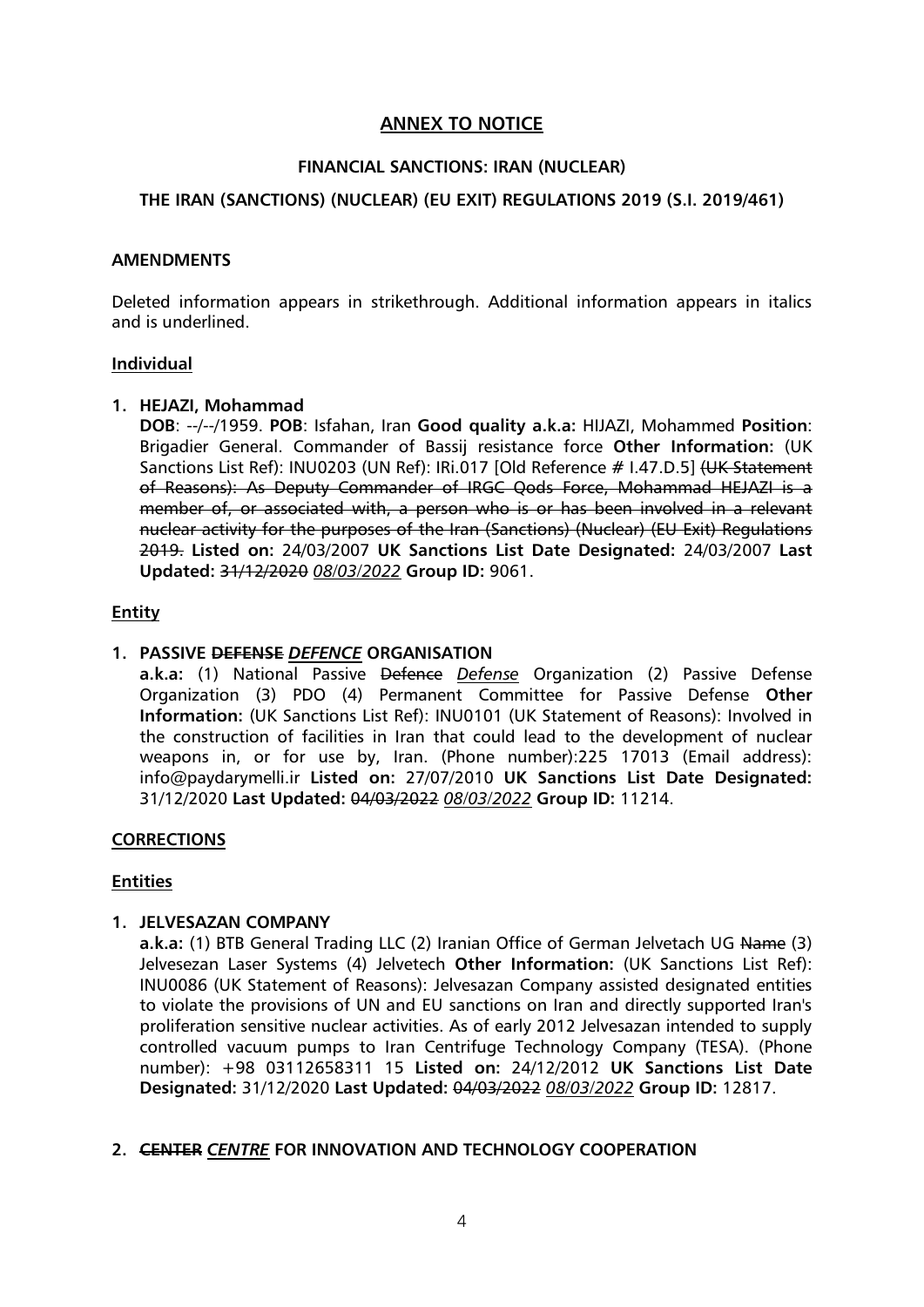## ANNEX TO NOTICE

### FINANCIAL SANCTIONS: IRAN (NUCLEAR)

### THE IRAN (SANCTIONS) (NUCLEAR) (EU EXIT) REGULATIONS 2019 (S.I. 2019/461)

**AMENDMENTS**

Deleted information appears in strikethrough. Additional information appears in italics and is underlined.

**Individual**

1. **HEJAZI, Mohammad**
   **DOB**: --/--/1959. **POB**: Isfahan, Iran **Good quality a.k.a:** HIJAZI, Mohammed **Position**: Brigadier General. Commander of Bassij resistance force **Other Information:** (UK Sanctions List Ref): INU0203 (UN Ref): IRi.017 [Old Reference # I.47.D.5] ~~(UK Statement of Reasons): As Deputy Commander of IRGC Qods Force, Mohammad HEJAZI is a member of, or associated with, a person who is or has been involved in a relevant nuclear activity for the purposes of the Iran (Sanctions) (Nuclear) (EU Exit) Regulations 2019.~~ **Listed on:** 24/03/2007 **UK Sanctions List Date Designated:** 24/03/2007 **Last Updated:** ~~31/12/2020~~ <u>*08/03/2022*</u> **Group ID:** 9061.

**Entity**

1. **PASSIVE ~~DEFENSE~~ <u>*DEFENCE*</u> ORGANISATION**
   **a.k.a:** (1) National Passive ~~Defence~~ <u>*Defense*</u> Organization (2) Passive Defense Organization (3) PDO (4) Permanent Committee for Passive Defense **Other Information:** (UK Sanctions List Ref): INU0101 (UK Statement of Reasons): Involved in the construction of facilities in Iran that could lead to the development of nuclear weapons in, or for use by, Iran. (Phone number):225 17013 (Email address): info@paydarymelli.ir **Listed on:** 27/07/2010 **UK Sanctions List Date Designated:** 31/12/2020 **Last Updated:** ~~04/03/2022~~ <u>*08/03/2022*</u> **Group ID:** 11214.

**CORRECTIONS**

**Entities**

1. **JELVESAZAN COMPANY**
   **a.k.a:** (1) BTB General Trading LLC (2) Iranian Office of German Jelvetach UG ~~Name~~ (3) Jelvesezan Laser Systems (4) Jelvetech **Other Information:** (UK Sanctions List Ref): INU0086 (UK Statement of Reasons): Jelvesazan Company assisted designated entities to violate the provisions of UN and EU sanctions on Iran and directly supported Iran's proliferation sensitive nuclear activities. As of early 2012 Jelvesazan intended to supply controlled vacuum pumps to Iran Centrifuge Technology Company (TESA). (Phone number): +98 03112658311 15 **Listed on:** 24/12/2012 **UK Sanctions List Date Designated:** 31/12/2020 **Last Updated:** ~~04/03/2022~~ <u>*08/03/2022*</u> **Group ID:** 12817.

2. **~~CENTER~~ <u>*CENTRE*</u> FOR INNOVATION AND TECHNOLOGY COOPERATION**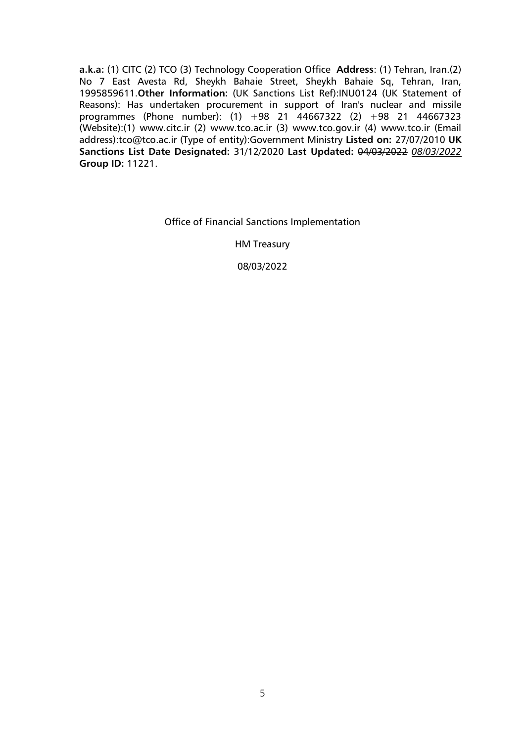**a.k.a:** (1) CITC (2) TCO (3) Technology Cooperation Office **Address**: (1) Tehran, Iran.(2) No 7 East Avesta Rd, Sheykh Bahaie Street, Sheykh Bahaie Sq, Tehran, Iran, 1995859611.**Other Information:** (UK Sanctions List Ref):INU0124 (UK Statement of Reasons): Has undertaken procurement in support of Iran's nuclear and missile programmes (Phone number): (1) +98 21 44667322 (2) +98 21 44667323 (Website):(1) www.citc.ir (2) www.tco.ac.ir (3) www.tco.gov.ir (4) www.tco.ir (Email address):tco@tco.ac.ir (Type of entity):Government Ministry **Listed on:** 27/07/2010 **UK Sanctions List Date Designated:** 31/12/2020 **Last Updated:** ~~04/03/2022~~ *08/03/2022* **Group ID:** 11221.

Office of Financial Sanctions Implementation

HM Treasury

08/03/2022